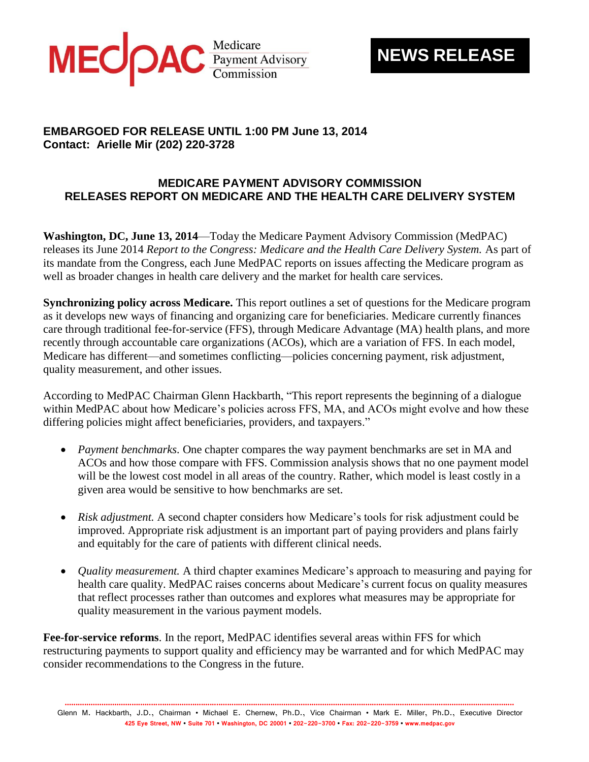**MEDPAC** Medicare Payment Advisory Commission

**NEWS RELEASE**

**EMBARGOED FOR RELEASE UNTIL 1:00 PM June 13, 2014**
**Contact: Arielle Mir (202) 220-3728**

## MEDICARE PAYMENT ADVISORY COMMISSION RELEASES REPORT ON MEDICARE AND THE HEALTH CARE DELIVERY SYSTEM

**Washington, DC, June 13, 2014**—Today the Medicare Payment Advisory Commission (MedPAC) releases its June 2014 *Report to the Congress: Medicare and the Health Care Delivery System.* As part of its mandate from the Congress, each June MedPAC reports on issues affecting the Medicare program as well as broader changes in health care delivery and the market for health care services.

**Synchronizing policy across Medicare.** This report outlines a set of questions for the Medicare program as it develops new ways of financing and organizing care for beneficiaries. Medicare currently finances care through traditional fee-for-service (FFS), through Medicare Advantage (MA) health plans, and more recently through accountable care organizations (ACOs), which are a variation of FFS. In each model, Medicare has different—and sometimes conflicting—policies concerning payment, risk adjustment, quality measurement, and other issues.

According to MedPAC Chairman Glenn Hackbarth, "This report represents the beginning of a dialogue within MedPAC about how Medicare's policies across FFS, MA, and ACOs might evolve and how these differing policies might affect beneficiaries, providers, and taxpayers."

- *Payment benchmarks.* One chapter compares the way payment benchmarks are set in MA and ACOs and how those compare with FFS. Commission analysis shows that no one payment model will be the lowest cost model in all areas of the country. Rather, which model is least costly in a given area would be sensitive to how benchmarks are set.

- *Risk adjustment.* A second chapter considers how Medicare's tools for risk adjustment could be improved. Appropriate risk adjustment is an important part of paying providers and plans fairly and equitably for the care of patients with different clinical needs.

- *Quality measurement.* A third chapter examines Medicare's approach to measuring and paying for health care quality. MedPAC raises concerns about Medicare's current focus on quality measures that reflect processes rather than outcomes and explores what measures may be appropriate for quality measurement in the various payment models.

**Fee-for-service reforms**. In the report, MedPAC identifies several areas within FFS for which restructuring payments to support quality and efficiency may be warranted and for which MedPAC may consider recommendations to the Congress in the future.

Glenn M. Hackbarth, J.D., Chairman • Michael E. Chernew, Ph.D., Vice Chairman • Mark E. Miller, Ph.D., Executive Director
425 Eye Street, NW • Suite 701 • Washington, DC 20001 • 202-220-3700 • Fax: 202-220-3759 • www.medpac.gov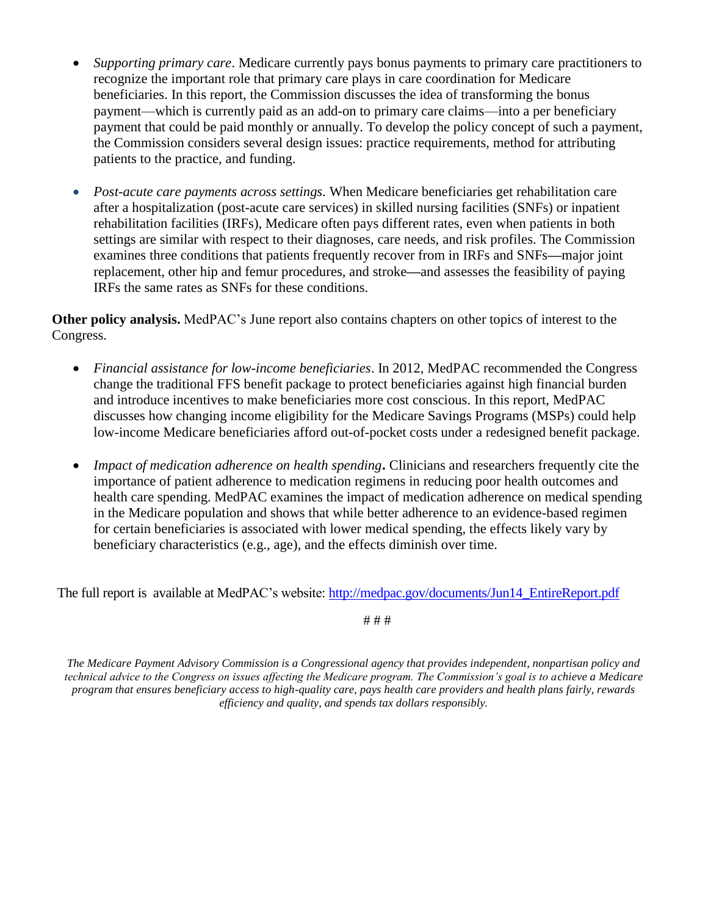- *Supporting primary care*. Medicare currently pays bonus payments to primary care practitioners to recognize the important role that primary care plays in care coordination for Medicare beneficiaries. In this report, the Commission discusses the idea of transforming the bonus payment—which is currently paid as an add-on to primary care claims—into a per beneficiary payment that could be paid monthly or annually. To develop the policy concept of such a payment, the Commission considers several design issues: practice requirements, method for attributing patients to the practice, and funding.

- *Post-acute care payments across settings*. When Medicare beneficiaries get rehabilitation care after a hospitalization (post-acute care services) in skilled nursing facilities (SNFs) or inpatient rehabilitation facilities (IRFs), Medicare often pays different rates, even when patients in both settings are similar with respect to their diagnoses, care needs, and risk profiles. The Commission examines three conditions that patients frequently recover from in IRFs and SNFs—major joint replacement, other hip and femur procedures, and stroke—and assesses the feasibility of paying IRFs the same rates as SNFs for these conditions.

**Other policy analysis.** MedPAC's June report also contains chapters on other topics of interest to the Congress.

- *Financial assistance for low-income beneficiaries*. In 2012, MedPAC recommended the Congress change the traditional FFS benefit package to protect beneficiaries against high financial burden and introduce incentives to make beneficiaries more cost conscious. In this report, MedPAC discusses how changing income eligibility for the Medicare Savings Programs (MSPs) could help low-income Medicare beneficiaries afford out-of-pocket costs under a redesigned benefit package.

- *Impact of medication adherence on health spending***.** Clinicians and researchers frequently cite the importance of patient adherence to medication regimens in reducing poor health outcomes and health care spending. MedPAC examines the impact of medication adherence on medical spending in the Medicare population and shows that while better adherence to an evidence-based regimen for certain beneficiaries is associated with lower medical spending, the effects likely vary by beneficiary characteristics (e.g., age), and the effects diminish over time.

The full report is available at MedPAC's website: [http://medpac.gov/documents/Jun14_EntireReport.pdf](http://medpac.gov/documents/Jun14_EntireReport.pdf)

# # #

*The Medicare Payment Advisory Commission is a Congressional agency that provides independent, nonpartisan policy and technical advice to the Congress on issues affecting the Medicare program. The Commission's goal is to achieve a Medicare program that ensures beneficiary access to high-quality care, pays health care providers and health plans fairly, rewards efficiency and quality, and spends tax dollars responsibly.*